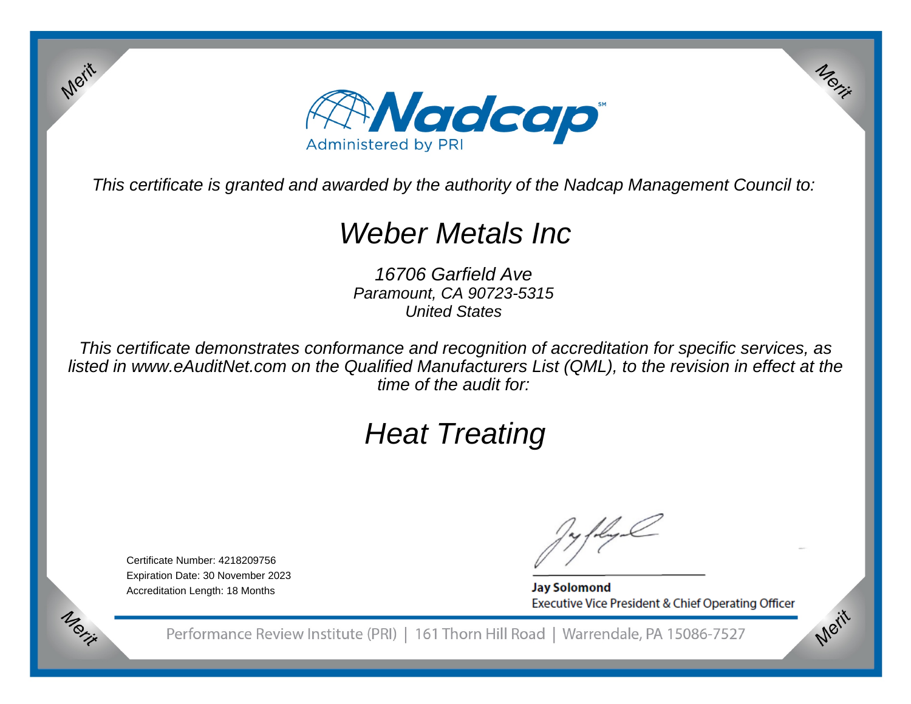Merit

Merit

# Nadcap

Administered by PRI

*This certificate is granted and awarded by the authority of the Nadcap Management Council to:*

## Weber Metals Inc

*16706 Garfield Ave*
*Paramount, CA 90723-5315*
*United States*

*This certificate demonstrates conformance and recognition of accreditation for specific services, as listed in www.eAuditNet.com on the Qualified Manufacturers List (QML), to the revision in effect at the time of the audit for:*

## Heat Treating

Certificate Number: 4218209756
Expiration Date: 30 November 2023
Accreditation Length: 18 Months

**Jay Solomond**
Executive Vice President & Chief Operating Officer

Merit

Merit

Performance Review Institute (PRI) | 161 Thorn Hill Road | Warrendale, PA 15086-7527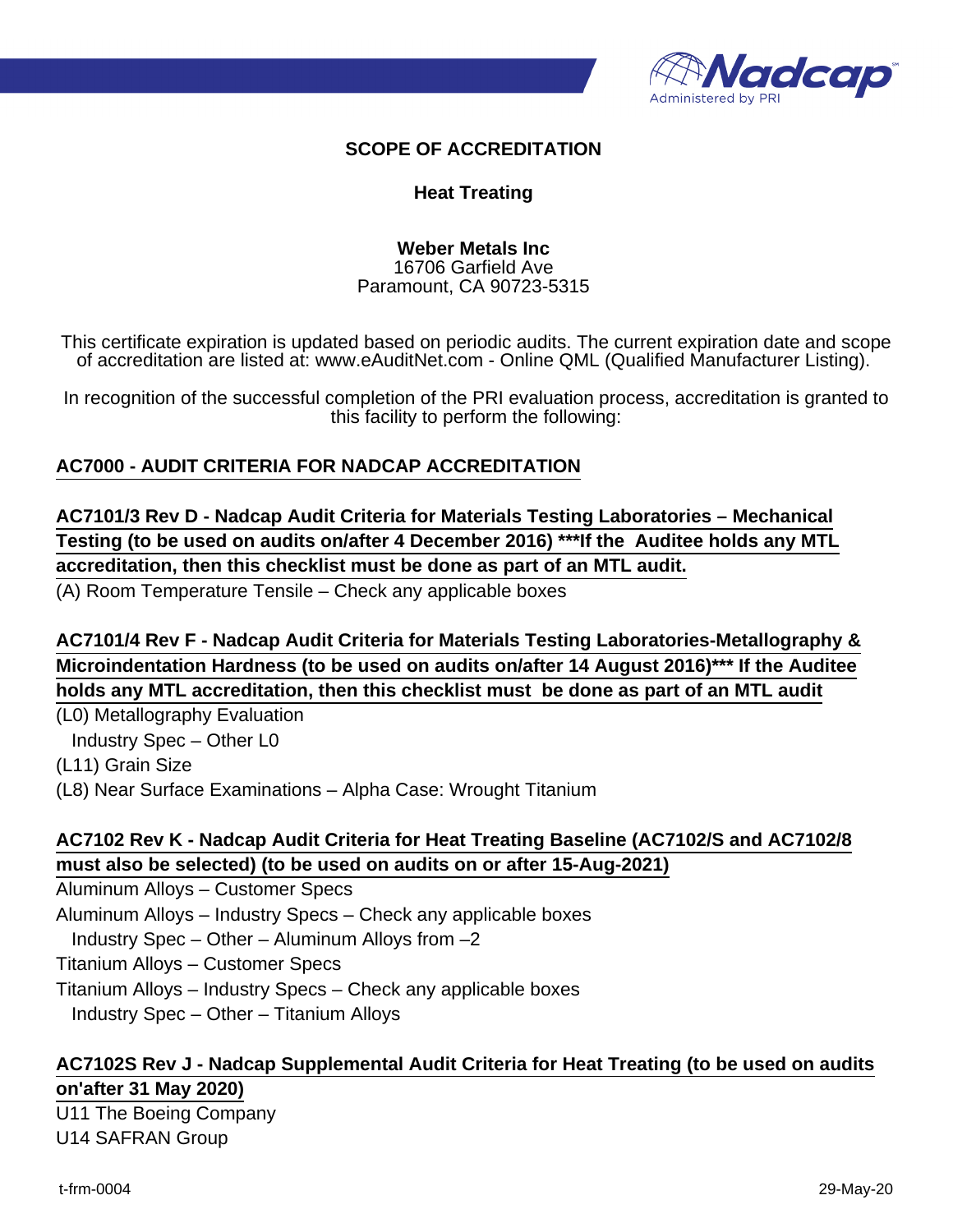**SCOPE OF ACCREDITATION**

**Heat Treating**

**Weber Metals Inc**
16706 Garfield Ave
Paramount, CA 90723-5315

This certificate expiration is updated based on periodic audits. The current expiration date and scope of accreditation are listed at: www.eAuditNet.com - Online QML (Qualified Manufacturer Listing).

In recognition of the successful completion of the PRI evaluation process, accreditation is granted to this facility to perform the following:

**AC7000 - AUDIT CRITERIA FOR NADCAP ACCREDITATION**

**AC7101/3 Rev D - Nadcap Audit Criteria for Materials Testing Laboratories – Mechanical Testing (to be used on audits on/after 4 December 2016) ***If the Auditee holds any MTL accreditation, then this checklist must be done as part of an MTL audit.**

(A) Room Temperature Tensile – Check any applicable boxes

**AC7101/4 Rev F - Nadcap Audit Criteria for Materials Testing Laboratories-Metallography & Microindentation Hardness (to be used on audits on/after 14 August 2016)*** If the Auditee holds any MTL accreditation, then this checklist must be done as part of an MTL audit**

(L0) Metallography Evaluation
  Industry Spec – Other L0
(L11) Grain Size
(L8) Near Surface Examinations – Alpha Case: Wrought Titanium

**AC7102 Rev K - Nadcap Audit Criteria for Heat Treating Baseline (AC7102/S and AC7102/8 must also be selected) (to be used on audits on or after 15-Aug-2021)**

Aluminum Alloys – Customer Specs
Aluminum Alloys – Industry Specs – Check any applicable boxes
  Industry Spec – Other – Aluminum Alloys from –2
Titanium Alloys – Customer Specs
Titanium Alloys – Industry Specs – Check any applicable boxes
  Industry Spec – Other – Titanium Alloys

**AC7102S Rev J - Nadcap Supplemental Audit Criteria for Heat Treating (to be used on audits on'after 31 May 2020)**

U11 The Boeing Company
U14 SAFRAN Group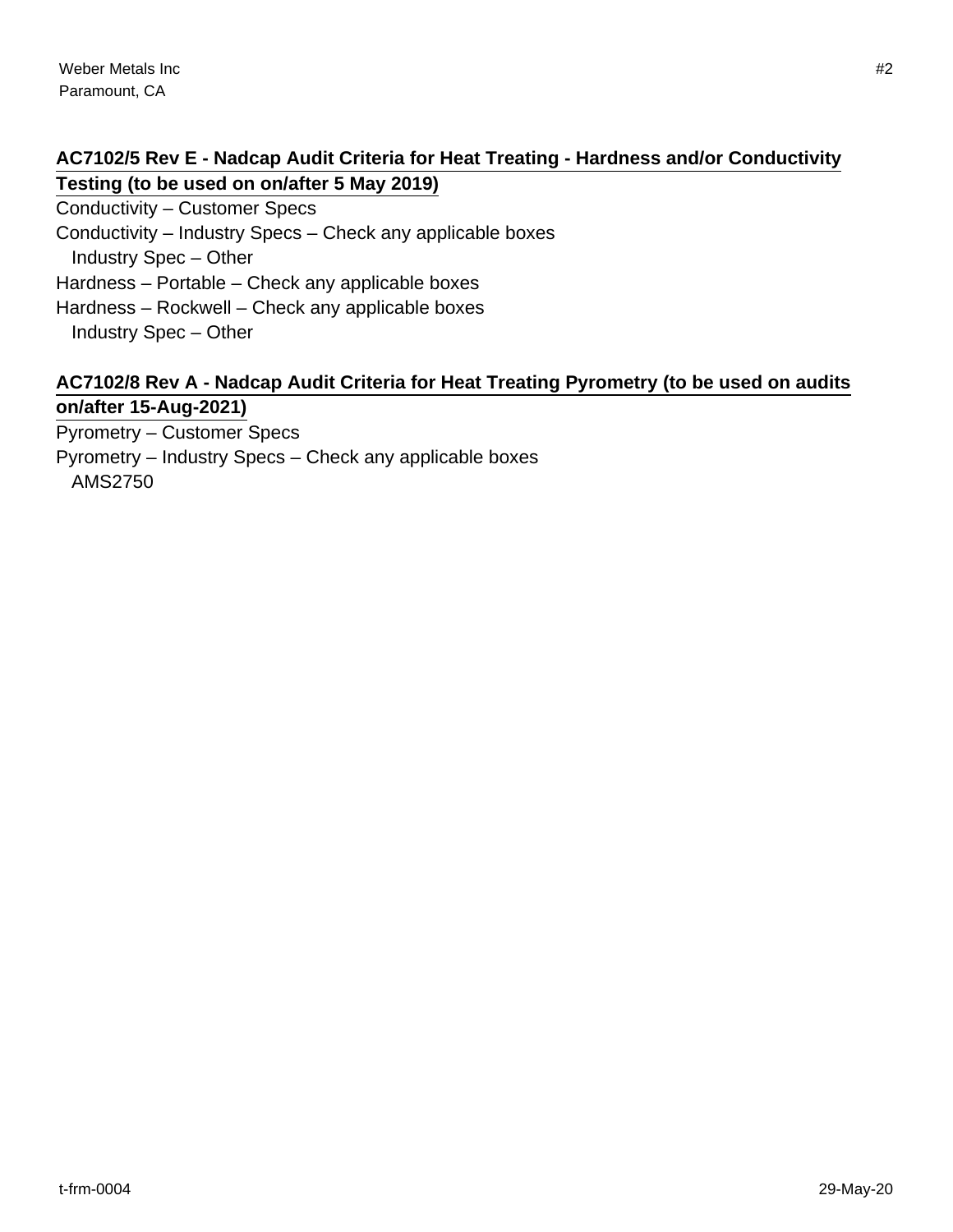**AC7102/5 Rev E - Nadcap Audit Criteria for Heat Treating - Hardness and/or Conductivity Testing (to be used on on/after 5 May 2019)**

Conductivity – Customer Specs

Conductivity – Industry Specs – Check any applicable boxes

- Industry Spec – Other

Hardness – Portable – Check any applicable boxes

Hardness – Rockwell – Check any applicable boxes

- Industry Spec – Other

**AC7102/8 Rev A - Nadcap Audit Criteria for Heat Treating Pyrometry (to be used on audits on/after 15-Aug-2021)**

Pyrometry – Customer Specs

Pyrometry – Industry Specs – Check any applicable boxes

- AMS2750